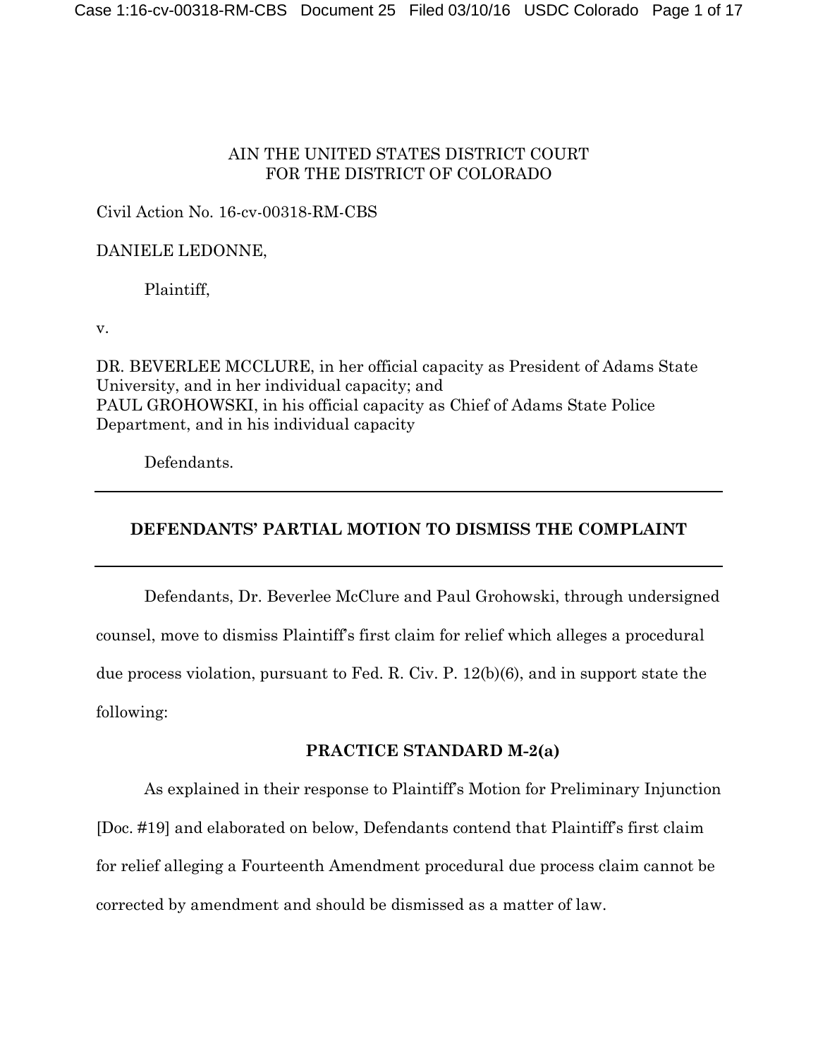AIN THE UNITED STATES DISTRICT COURT
FOR THE DISTRICT OF COLORADO

Civil Action No. 16-cv-00318-RM-CBS

DANIELE LEDONNE,

Plaintiff,

v.

DR. BEVERLEE MCCLURE, in her official capacity as President of Adams State University, and in her individual capacity; and
PAUL GROHOWSKI, in his official capacity as Chief of Adams State Police Department, and in his individual capacity

Defendants.

---

**DEFENDANTS' PARTIAL MOTION TO DISMISS THE COMPLAINT**

---

Defendants, Dr. Beverlee McClure and Paul Grohowski, through undersigned counsel, move to dismiss Plaintiff's first claim for relief which alleges a procedural due process violation, pursuant to Fed. R. Civ. P. 12(b)(6), and in support state the following:

## PRACTICE STANDARD M-2(a)

As explained in their response to Plaintiff's Motion for Preliminary Injunction [Doc. #19] and elaborated on below, Defendants contend that Plaintiff's first claim for relief alleging a Fourteenth Amendment procedural due process claim cannot be corrected by amendment and should be dismissed as a matter of law.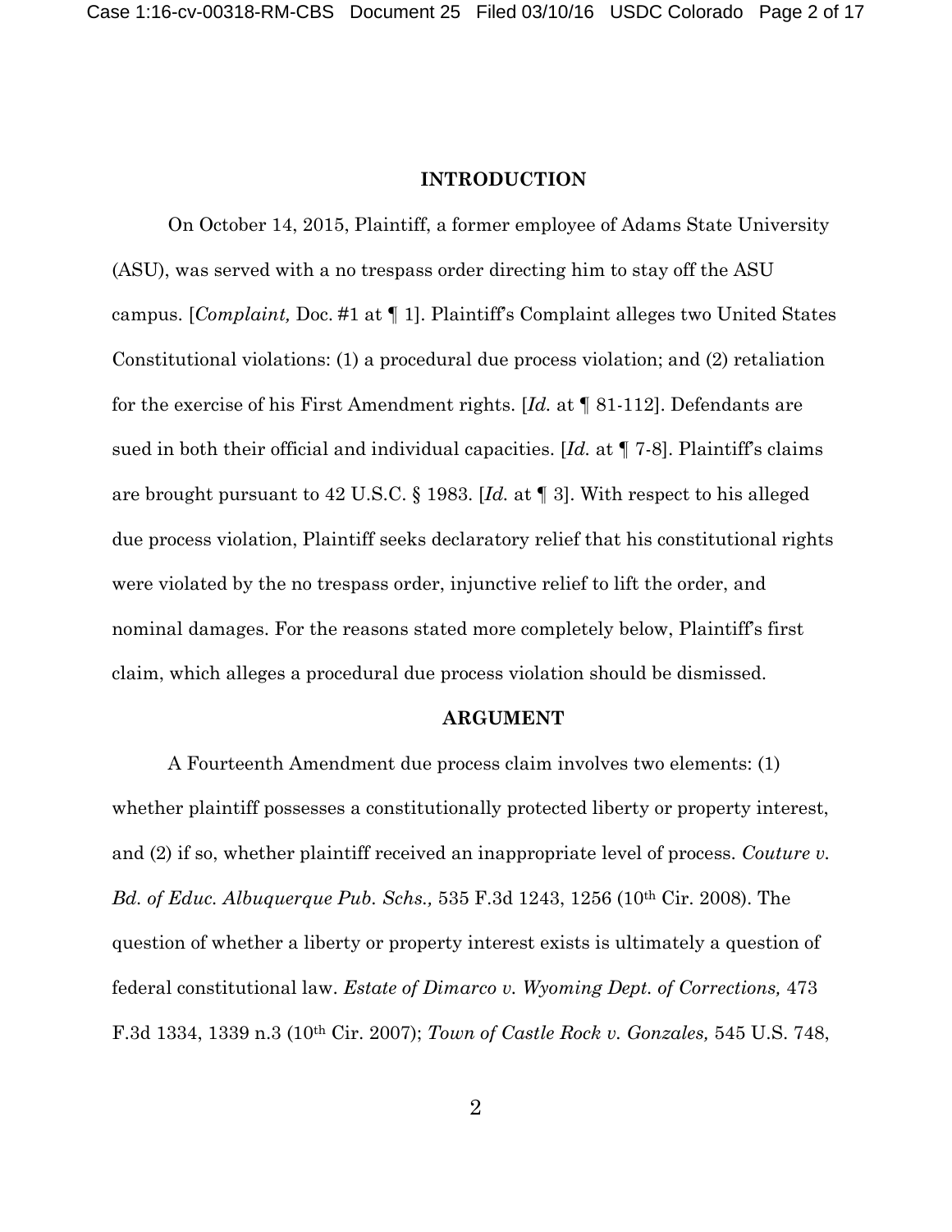## INTRODUCTION

On October 14, 2015, Plaintiff, a former employee of Adams State University (ASU), was served with a no trespass order directing him to stay off the ASU campus. [*Complaint,* Doc. #1 at ¶ 1]. Plaintiff's Complaint alleges two United States Constitutional violations: (1) a procedural due process violation; and (2) retaliation for the exercise of his First Amendment rights. [*Id.* at ¶ 81-112]. Defendants are sued in both their official and individual capacities. [*Id.* at ¶ 7-8]. Plaintiff's claims are brought pursuant to 42 U.S.C. § 1983. [*Id.* at ¶ 3]. With respect to his alleged due process violation, Plaintiff seeks declaratory relief that his constitutional rights were violated by the no trespass order, injunctive relief to lift the order, and nominal damages. For the reasons stated more completely below, Plaintiff's first claim, which alleges a procedural due process violation should be dismissed.

## ARGUMENT

A Fourteenth Amendment due process claim involves two elements: (1) whether plaintiff possesses a constitutionally protected liberty or property interest, and (2) if so, whether plaintiff received an inappropriate level of process. *Couture v. Bd. of Educ. Albuquerque Pub. Schs.,* 535 F.3d 1243, 1256 (10th Cir. 2008). The question of whether a liberty or property interest exists is ultimately a question of federal constitutional law. *Estate of Dimarco v. Wyoming Dept. of Corrections,* 473 F.3d 1334, 1339 n.3 (10th Cir. 2007); *Town of Castle Rock v. Gonzales,* 545 U.S. 748,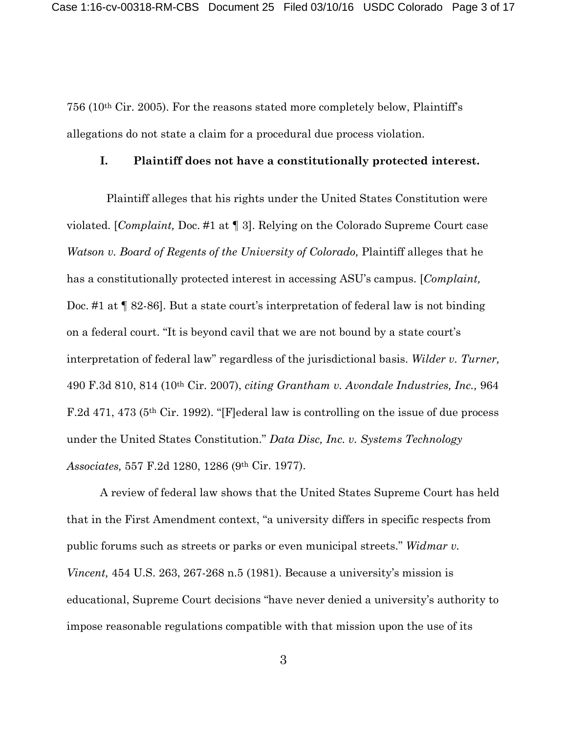756 (10th Cir. 2005). For the reasons stated more completely below, Plaintiff's allegations do not state a claim for a procedural due process violation.

## I. Plaintiff does not have a constitutionally protected interest.

Plaintiff alleges that his rights under the United States Constitution were violated. [*Complaint,* Doc. #1 at ¶ 3]. Relying on the Colorado Supreme Court case *Watson v. Board of Regents of the University of Colorado,* Plaintiff alleges that he has a constitutionally protected interest in accessing ASU's campus. [*Complaint,* Doc. #1 at ¶ 82-86]. But a state court's interpretation of federal law is not binding on a federal court. "It is beyond cavil that we are not bound by a state court's interpretation of federal law" regardless of the jurisdictional basis. *Wilder v. Turner,* 490 F.3d 810, 814 (10th Cir. 2007), *citing Grantham v. Avondale Industries, Inc.,* 964 F.2d 471, 473 (5th Cir. 1992). "[F]ederal law is controlling on the issue of due process under the United States Constitution." *Data Disc, Inc. v. Systems Technology Associates,* 557 F.2d 1280, 1286 (9th Cir. 1977).

A review of federal law shows that the United States Supreme Court has held that in the First Amendment context, "a university differs in specific respects from public forums such as streets or parks or even municipal streets." *Widmar v. Vincent,* 454 U.S. 263, 267-268 n.5 (1981). Because a university's mission is educational, Supreme Court decisions "have never denied a university's authority to impose reasonable regulations compatible with that mission upon the use of its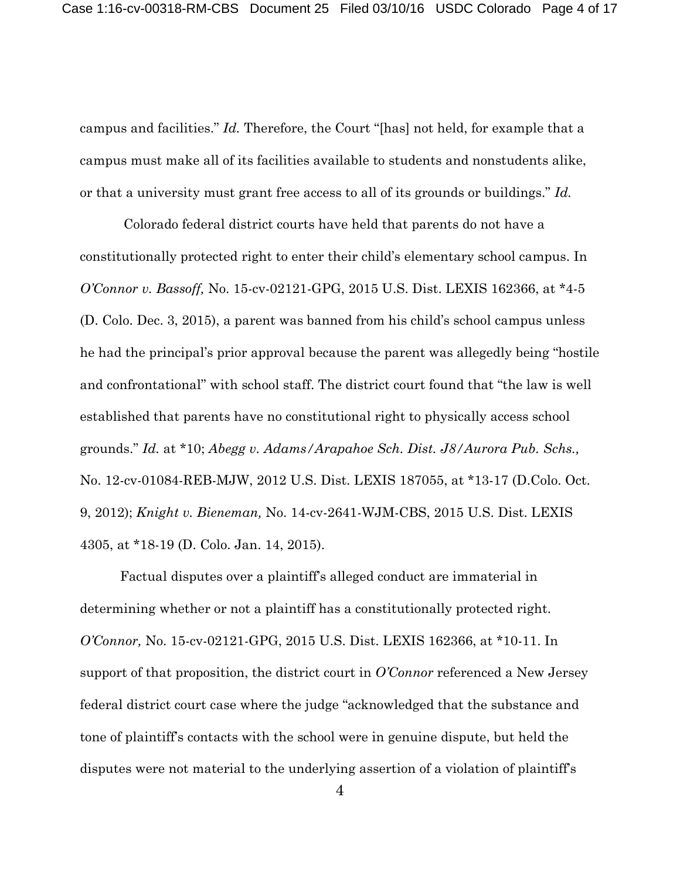campus and facilities." *Id.* Therefore, the Court "[has] not held, for example that a campus must make all of its facilities available to students and nonstudents alike, or that a university must grant free access to all of its grounds or buildings." *Id.*

Colorado federal district courts have held that parents do not have a constitutionally protected right to enter their child's elementary school campus. In *O'Connor v. Bassoff,* No. 15-cv-02121-GPG, 2015 U.S. Dist. LEXIS 162366, at *4-5 (D. Colo. Dec. 3, 2015), a parent was banned from his child's school campus unless he had the principal's prior approval because the parent was allegedly being "hostile and confrontational" with school staff. The district court found that "the law is well established that parents have no constitutional right to physically access school grounds." *Id.* at *10; *Abegg v. Adams/Arapahoe Sch. Dist. J8/Aurora Pub. Schs.,* No. 12-cv-01084-REB-MJW, 2012 U.S. Dist. LEXIS 187055, at *13-17 (D.Colo. Oct. 9, 2012); *Knight v. Bieneman,* No. 14-cv-2641-WJM-CBS, 2015 U.S. Dist. LEXIS 4305, at *18-19 (D. Colo. Jan. 14, 2015).

Factual disputes over a plaintiff's alleged conduct are immaterial in determining whether or not a plaintiff has a constitutionally protected right. *O'Connor,* No. 15-cv-02121-GPG, 2015 U.S. Dist. LEXIS 162366, at *10-11. In support of that proposition, the district court in *O'Connor* referenced a New Jersey federal district court case where the judge "acknowledged that the substance and tone of plaintiff's contacts with the school were in genuine dispute, but held the disputes were not material to the underlying assertion of a violation of plaintiff's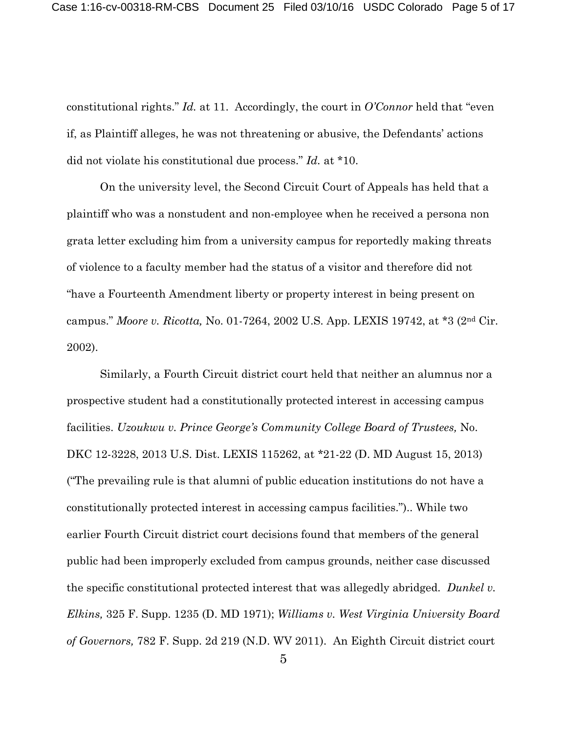constitutional rights." *Id.* at 11. Accordingly, the court in *O'Connor* held that "even if, as Plaintiff alleges, he was not threatening or abusive, the Defendants' actions did not violate his constitutional due process." *Id.* at *10.

On the university level, the Second Circuit Court of Appeals has held that a plaintiff who was a nonstudent and non-employee when he received a persona non grata letter excluding him from a university campus for reportedly making threats of violence to a faculty member had the status of a visitor and therefore did not "have a Fourteenth Amendment liberty or property interest in being present on campus." *Moore v. Ricotta,* No. 01-7264, 2002 U.S. App. LEXIS 19742, at *3 (2nd Cir. 2002).

Similarly, a Fourth Circuit district court held that neither an alumnus nor a prospective student had a constitutionally protected interest in accessing campus facilities. *Uzoukwu v. Prince George's Community College Board of Trustees,* No. DKC 12-3228, 2013 U.S. Dist. LEXIS 115262, at *21-22 (D. MD August 15, 2013) ("The prevailing rule is that alumni of public education institutions do not have a constitutionally protected interest in accessing campus facilities.").. While two earlier Fourth Circuit district court decisions found that members of the general public had been improperly excluded from campus grounds, neither case discussed the specific constitutional protected interest that was allegedly abridged. *Dunkel v. Elkins,* 325 F. Supp. 1235 (D. MD 1971); *Williams v. West Virginia University Board of Governors,* 782 F. Supp. 2d 219 (N.D. WV 2011). An Eighth Circuit district court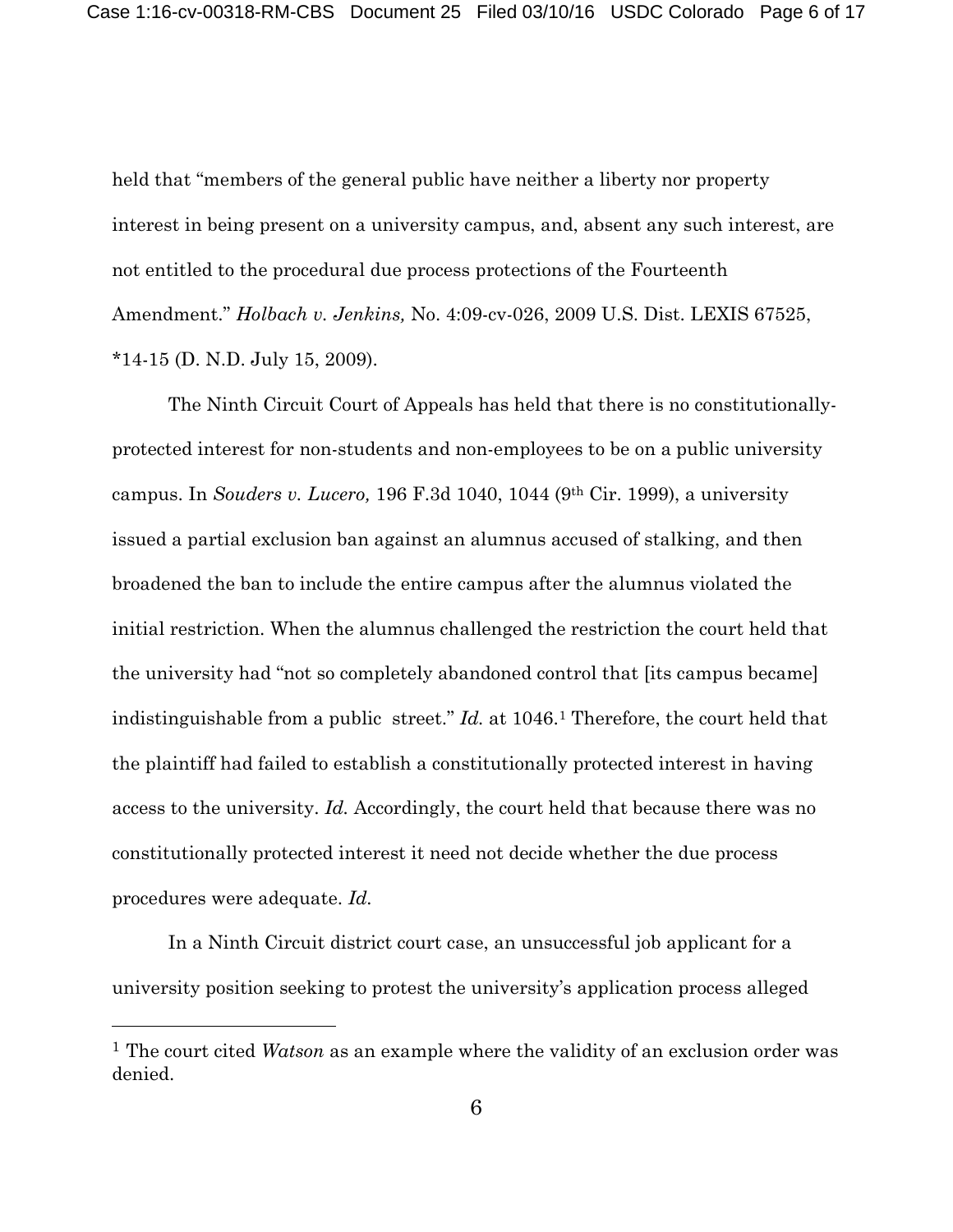held that "members of the general public have neither a liberty nor property interest in being present on a university campus, and, absent any such interest, are not entitled to the procedural due process protections of the Fourteenth Amendment." *Holbach v. Jenkins,* No. 4:09-cv-026, 2009 U.S. Dist. LEXIS 67525, *14-15 (D. N.D. July 15, 2009).

The Ninth Circuit Court of Appeals has held that there is no constitutionally-protected interest for non-students and non-employees to be on a public university campus. In *Souders v. Lucero,* 196 F.3d 1040, 1044 (9th Cir. 1999), a university issued a partial exclusion ban against an alumnus accused of stalking, and then broadened the ban to include the entire campus after the alumnus violated the initial restriction. When the alumnus challenged the restriction the court held that the university had "not so completely abandoned control that [its campus became] indistinguishable from a public street." *Id.* at 1046.[1] Therefore, the court held that the plaintiff had failed to establish a constitutionally protected interest in having access to the university. *Id.* Accordingly, the court held that because there was no constitutionally protected interest it need not decide whether the due process procedures were adequate. *Id.*

In a Ninth Circuit district court case, an unsuccessful job applicant for a university position seeking to protest the university's application process alleged

[1] The court cited *Watson* as an example where the validity of an exclusion order was denied.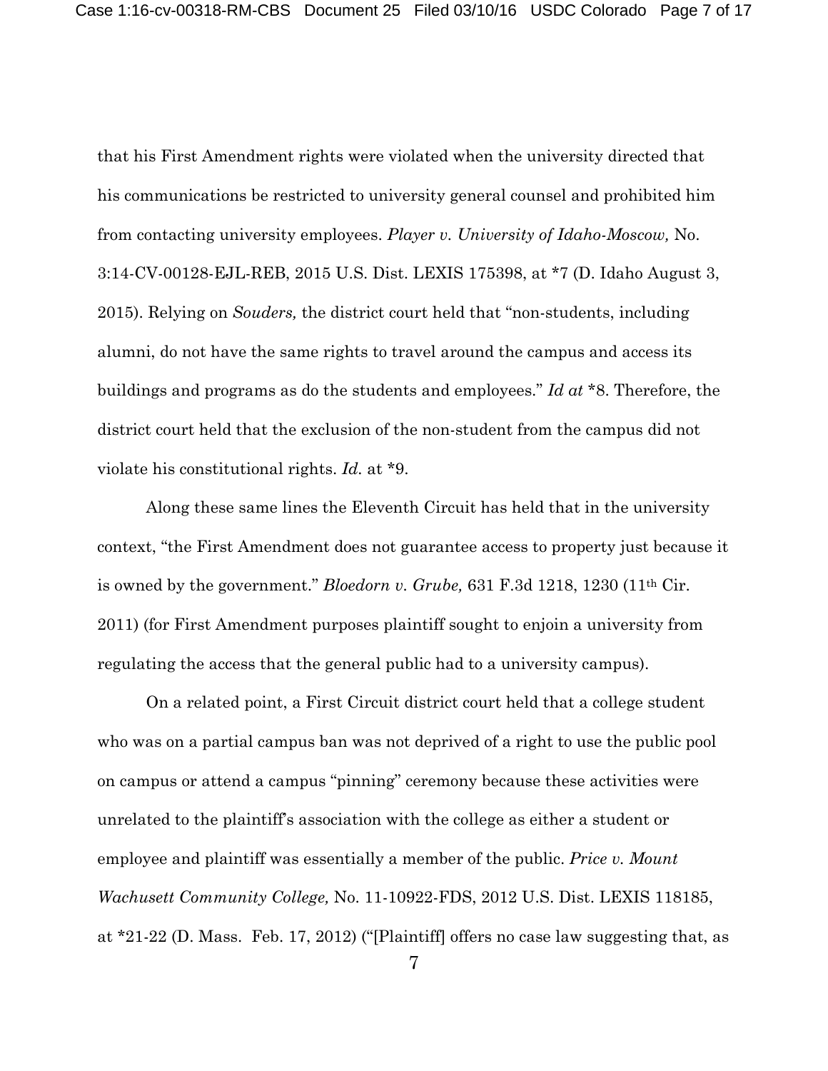that his First Amendment rights were violated when the university directed that his communications be restricted to university general counsel and prohibited him from contacting university employees. *Player v. University of Idaho-Moscow,* No. 3:14-CV-00128-EJL-REB, 2015 U.S. Dist. LEXIS 175398, at *7 (D. Idaho August 3, 2015). Relying on *Souders,* the district court held that "non-students, including alumni, do not have the same rights to travel around the campus and access its buildings and programs as do the students and employees." *Id at* *8. Therefore, the district court held that the exclusion of the non-student from the campus did not violate his constitutional rights. *Id.* at *9.

Along these same lines the Eleventh Circuit has held that in the university context, "the First Amendment does not guarantee access to property just because it is owned by the government." *Bloedorn v. Grube,* 631 F.3d 1218, 1230 (11th Cir. 2011) (for First Amendment purposes plaintiff sought to enjoin a university from regulating the access that the general public had to a university campus).

On a related point, a First Circuit district court held that a college student who was on a partial campus ban was not deprived of a right to use the public pool on campus or attend a campus "pinning" ceremony because these activities were unrelated to the plaintiff's association with the college as either a student or employee and plaintiff was essentially a member of the public. *Price v. Mount Wachusett Community College,* No. 11-10922-FDS, 2012 U.S. Dist. LEXIS 118185, at *21-22 (D. Mass. Feb. 17, 2012) ("[Plaintiff] offers no case law suggesting that, as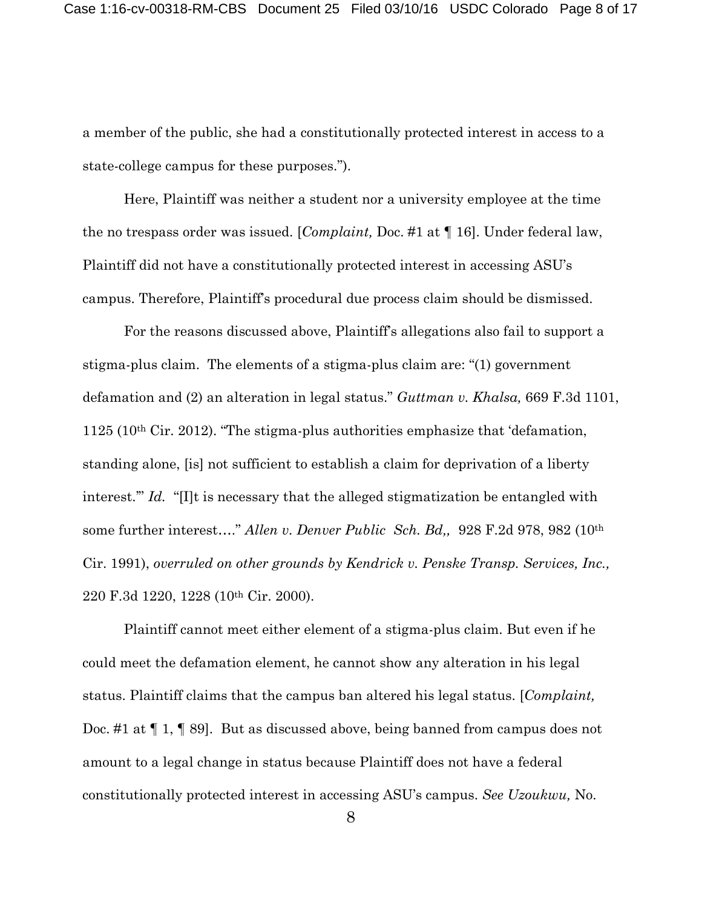a member of the public, she had a constitutionally protected interest in access to a state-college campus for these purposes.").

Here, Plaintiff was neither a student nor a university employee at the time the no trespass order was issued. [*Complaint,* Doc. #1 at ¶ 16]. Under federal law, Plaintiff did not have a constitutionally protected interest in accessing ASU's campus. Therefore, Plaintiff's procedural due process claim should be dismissed.

For the reasons discussed above, Plaintiff's allegations also fail to support a stigma-plus claim. The elements of a stigma-plus claim are: "(1) government defamation and (2) an alteration in legal status." *Guttman v. Khalsa,* 669 F.3d 1101, 1125 (10th Cir. 2012). "The stigma-plus authorities emphasize that 'defamation, standing alone, [is] not sufficient to establish a claim for deprivation of a liberty interest.'" *Id.* "[I]t is necessary that the alleged stigmatization be entangled with some further interest…." *Allen v. Denver Public Sch. Bd,,* 928 F.2d 978, 982 (10th Cir. 1991), *overruled on other grounds by Kendrick v. Penske Transp. Services, Inc.,* 220 F.3d 1220, 1228 (10th Cir. 2000).

Plaintiff cannot meet either element of a stigma-plus claim. But even if he could meet the defamation element, he cannot show any alteration in his legal status. Plaintiff claims that the campus ban altered his legal status. [*Complaint,* Doc. #1 at ¶ 1, ¶ 89]. But as discussed above, being banned from campus does not amount to a legal change in status because Plaintiff does not have a federal constitutionally protected interest in accessing ASU's campus. *See Uzoukwu,* No.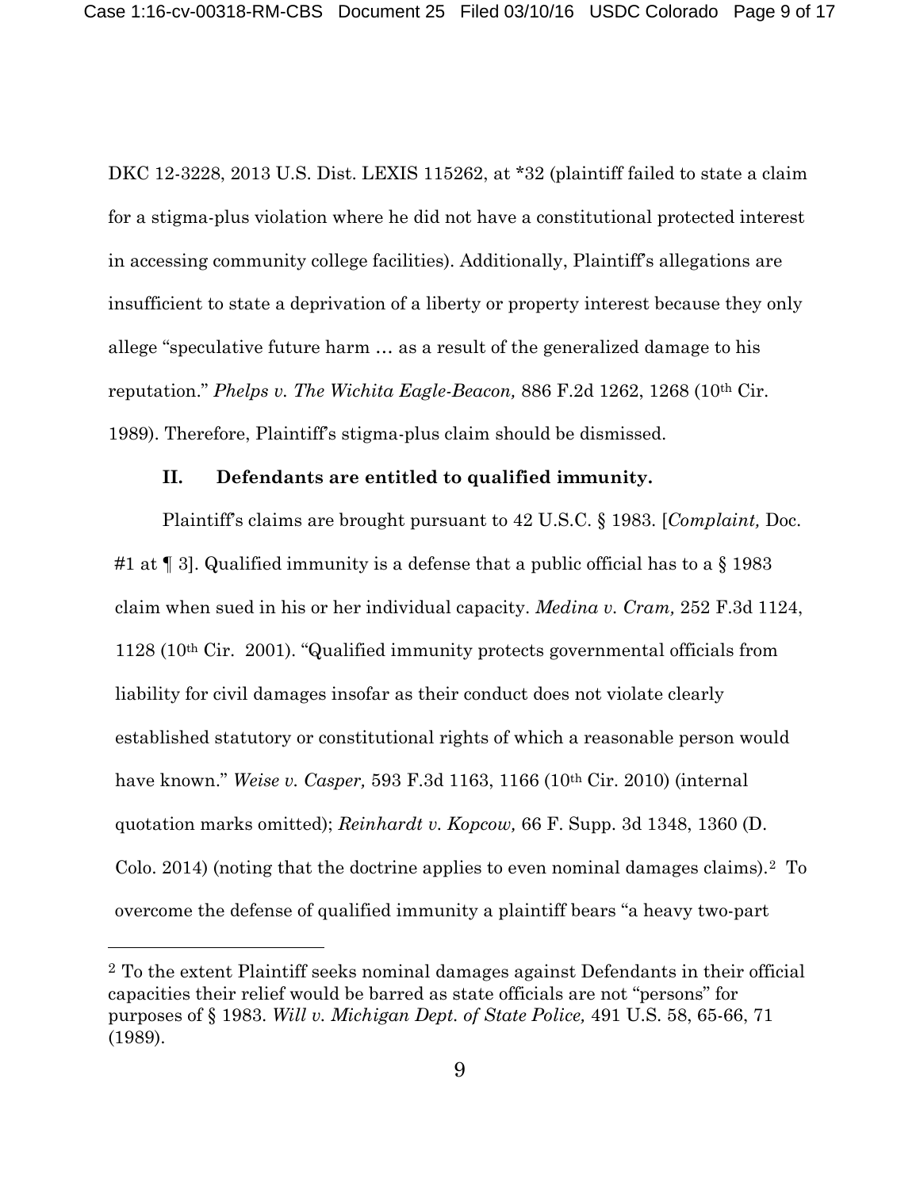DKC 12-3228, 2013 U.S. Dist. LEXIS 115262, at *32 (plaintiff failed to state a claim for a stigma-plus violation where he did not have a constitutional protected interest in accessing community college facilities). Additionally, Plaintiff's allegations are insufficient to state a deprivation of a liberty or property interest because they only allege "speculative future harm … as a result of the generalized damage to his reputation." *Phelps v. The Wichita Eagle-Beacon,* 886 F.2d 1262, 1268 (10th Cir. 1989). Therefore, Plaintiff's stigma-plus claim should be dismissed.

## II. Defendants are entitled to qualified immunity.

Plaintiff's claims are brought pursuant to 42 U.S.C. § 1983. [*Complaint,* Doc. #1 at ¶ 3]. Qualified immunity is a defense that a public official has to a § 1983 claim when sued in his or her individual capacity. *Medina v. Cram,* 252 F.3d 1124, 1128 (10th Cir. 2001). "Qualified immunity protects governmental officials from liability for civil damages insofar as their conduct does not violate clearly established statutory or constitutional rights of which a reasonable person would have known." *Weise v. Casper,* 593 F.3d 1163, 1166 (10th Cir. 2010) (internal quotation marks omitted); *Reinhardt v. Kopcow,* 66 F. Supp. 3d 1348, 1360 (D. Colo. 2014) (noting that the doctrine applies to even nominal damages claims).[2] To overcome the defense of qualified immunity a plaintiff bears "a heavy two-part

---

[2] To the extent Plaintiff seeks nominal damages against Defendants in their official capacities their relief would be barred as state officials are not "persons" for purposes of § 1983. *Will v. Michigan Dept. of State Police,* 491 U.S. 58, 65-66, 71 (1989).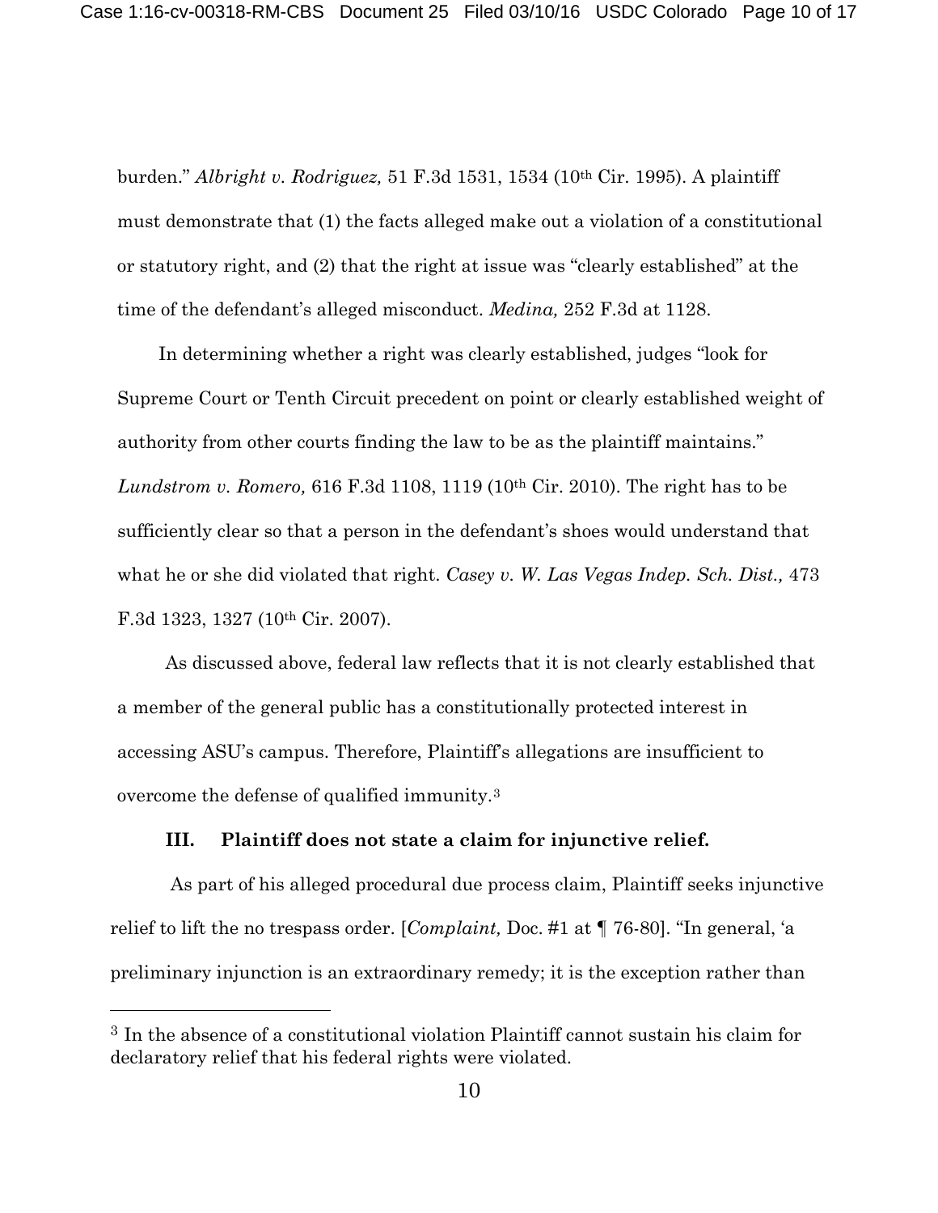burden." *Albright v. Rodriguez,* 51 F.3d 1531, 1534 (10th Cir. 1995). A plaintiff must demonstrate that (1) the facts alleged make out a violation of a constitutional or statutory right, and (2) that the right at issue was "clearly established" at the time of the defendant's alleged misconduct. *Medina,* 252 F.3d at 1128.

In determining whether a right was clearly established, judges "look for Supreme Court or Tenth Circuit precedent on point or clearly established weight of authority from other courts finding the law to be as the plaintiff maintains." *Lundstrom v. Romero,* 616 F.3d 1108, 1119 (10th Cir. 2010). The right has to be sufficiently clear so that a person in the defendant's shoes would understand that what he or she did violated that right. *Casey v. W. Las Vegas Indep. Sch. Dist.,* 473 F.3d 1323, 1327 (10th Cir. 2007).

As discussed above, federal law reflects that it is not clearly established that a member of the general public has a constitutionally protected interest in accessing ASU's campus. Therefore, Plaintiff's allegations are insufficient to overcome the defense of qualified immunity.[3]

### III. Plaintiff does not state a claim for injunctive relief.

As part of his alleged procedural due process claim, Plaintiff seeks injunctive relief to lift the no trespass order. [*Complaint,* Doc. #1 at ¶ 76-80]. "In general, 'a preliminary injunction is an extraordinary remedy; it is the exception rather than

---

[3] In the absence of a constitutional violation Plaintiff cannot sustain his claim for declaratory relief that his federal rights were violated.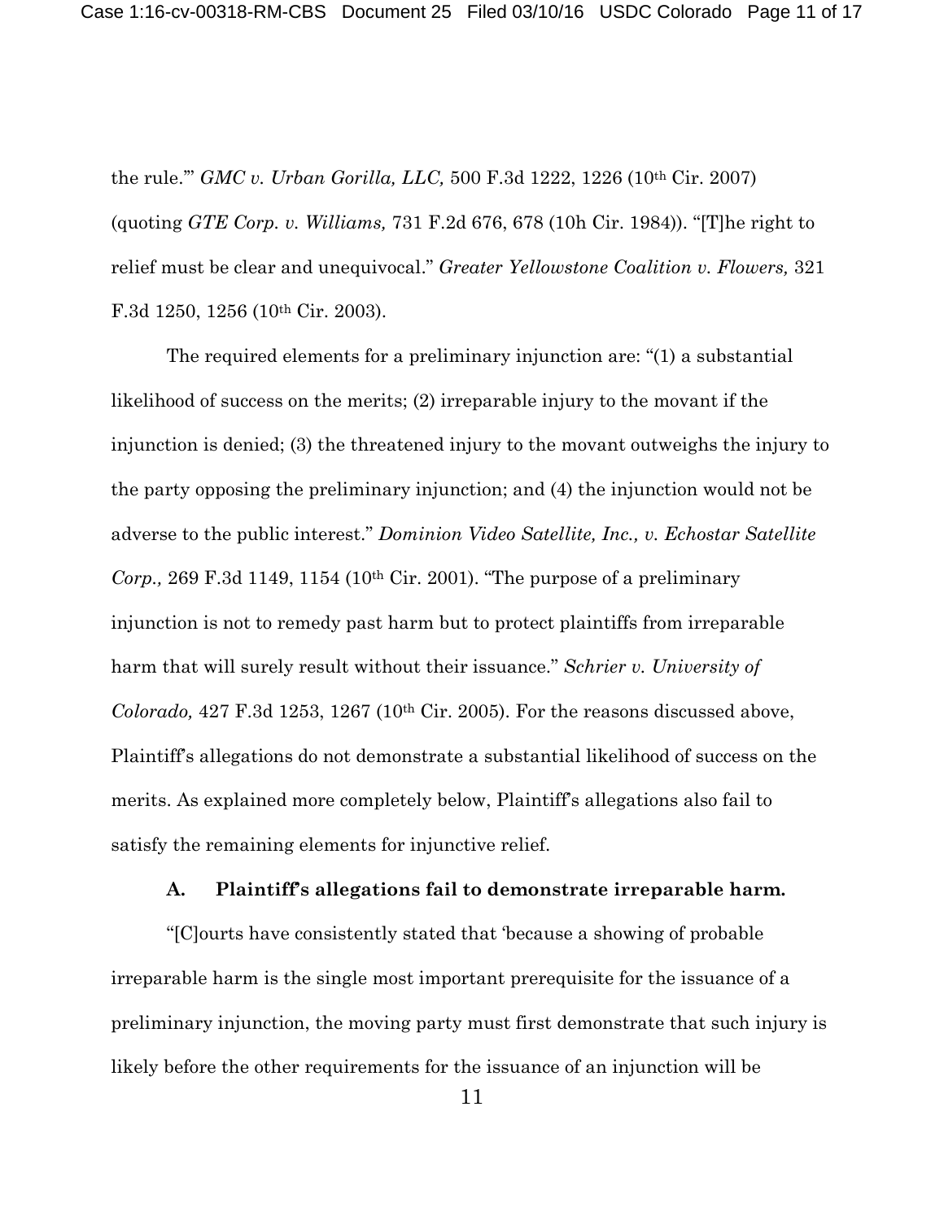the rule.'" *GMC v. Urban Gorilla, LLC,* 500 F.3d 1222, 1226 (10th Cir. 2007) (quoting *GTE Corp. v. Williams,* 731 F.2d 676, 678 (10h Cir. 1984)). "[T]he right to relief must be clear and unequivocal." *Greater Yellowstone Coalition v. Flowers,* 321 F.3d 1250, 1256 (10th Cir. 2003).

The required elements for a preliminary injunction are: "(1) a substantial likelihood of success on the merits; (2) irreparable injury to the movant if the injunction is denied; (3) the threatened injury to the movant outweighs the injury to the party opposing the preliminary injunction; and (4) the injunction would not be adverse to the public interest." *Dominion Video Satellite, Inc., v. Echostar Satellite Corp.,* 269 F.3d 1149, 1154 (10th Cir. 2001). "The purpose of a preliminary injunction is not to remedy past harm but to protect plaintiffs from irreparable harm that will surely result without their issuance." *Schrier v. University of Colorado,* 427 F.3d 1253, 1267 (10th Cir. 2005). For the reasons discussed above, Plaintiff's allegations do not demonstrate a substantial likelihood of success on the merits. As explained more completely below, Plaintiff's allegations also fail to satisfy the remaining elements for injunctive relief.

### A. Plaintiff's allegations fail to demonstrate irreparable harm.

"[C]ourts have consistently stated that 'because a showing of probable irreparable harm is the single most important prerequisite for the issuance of a preliminary injunction, the moving party must first demonstrate that such injury is likely before the other requirements for the issuance of an injunction will be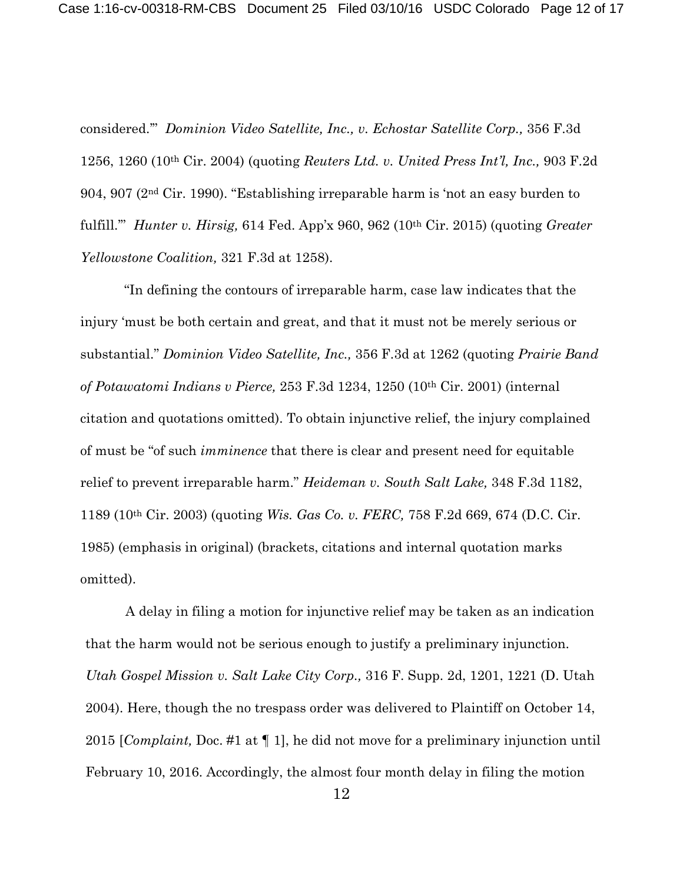considered.'" *Dominion Video Satellite, Inc., v. Echostar Satellite Corp.,* 356 F.3d 1256, 1260 (10th Cir. 2004) (quoting *Reuters Ltd. v. United Press Int'l, Inc.,* 903 F.2d 904, 907 (2nd Cir. 1990). "Establishing irreparable harm is 'not an easy burden to fulfill.'" *Hunter v. Hirsig,* 614 Fed. App'x 960, 962 (10th Cir. 2015) (quoting *Greater Yellowstone Coalition,* 321 F.3d at 1258).

"In defining the contours of irreparable harm, case law indicates that the injury 'must be both certain and great, and that it must not be merely serious or substantial." *Dominion Video Satellite, Inc.,* 356 F.3d at 1262 (quoting *Prairie Band of Potawatomi Indians v Pierce,* 253 F.3d 1234, 1250 (10th Cir. 2001) (internal citation and quotations omitted). To obtain injunctive relief, the injury complained of must be "of such *imminence* that there is clear and present need for equitable relief to prevent irreparable harm." *Heideman v. South Salt Lake,* 348 F.3d 1182, 1189 (10th Cir. 2003) (quoting *Wis. Gas Co. v. FERC,* 758 F.2d 669, 674 (D.C. Cir. 1985) (emphasis in original) (brackets, citations and internal quotation marks omitted).

A delay in filing a motion for injunctive relief may be taken as an indication that the harm would not be serious enough to justify a preliminary injunction. *Utah Gospel Mission v. Salt Lake City Corp.,* 316 F. Supp. 2d, 1201, 1221 (D. Utah 2004). Here, though the no trespass order was delivered to Plaintiff on October 14, 2015 [*Complaint,* Doc. #1 at ¶ 1], he did not move for a preliminary injunction until February 10, 2016. Accordingly, the almost four month delay in filing the motion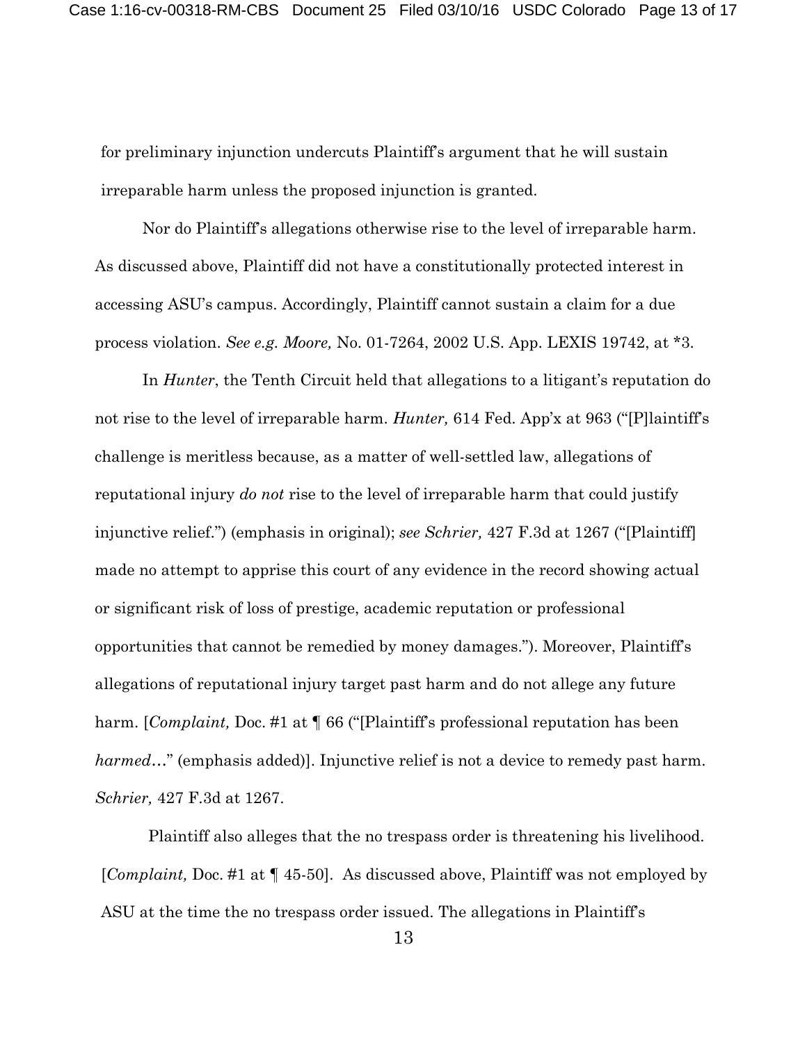for preliminary injunction undercuts Plaintiff's argument that he will sustain irreparable harm unless the proposed injunction is granted.

Nor do Plaintiff's allegations otherwise rise to the level of irreparable harm. As discussed above, Plaintiff did not have a constitutionally protected interest in accessing ASU's campus. Accordingly, Plaintiff cannot sustain a claim for a due process violation. *See e.g. Moore,* No. 01-7264, 2002 U.S. App. LEXIS 19742, at *3.

In *Hunter*, the Tenth Circuit held that allegations to a litigant's reputation do not rise to the level of irreparable harm. *Hunter,* 614 Fed. App'x at 963 ("[P]laintiff's challenge is meritless because, as a matter of well-settled law, allegations of reputational injury *do not* rise to the level of irreparable harm that could justify injunctive relief.") (emphasis in original); *see Schrier,* 427 F.3d at 1267 ("[Plaintiff] made no attempt to apprise this court of any evidence in the record showing actual or significant risk of loss of prestige, academic reputation or professional opportunities that cannot be remedied by money damages."). Moreover, Plaintiff's allegations of reputational injury target past harm and do not allege any future harm. [*Complaint,* Doc. #1 at ¶ 66 ("[Plaintiff's professional reputation has been *harmed*…" (emphasis added)]. Injunctive relief is not a device to remedy past harm. *Schrier,* 427 F.3d at 1267.

Plaintiff also alleges that the no trespass order is threatening his livelihood. [*Complaint,* Doc. #1 at ¶ 45-50]. As discussed above, Plaintiff was not employed by ASU at the time the no trespass order issued. The allegations in Plaintiff's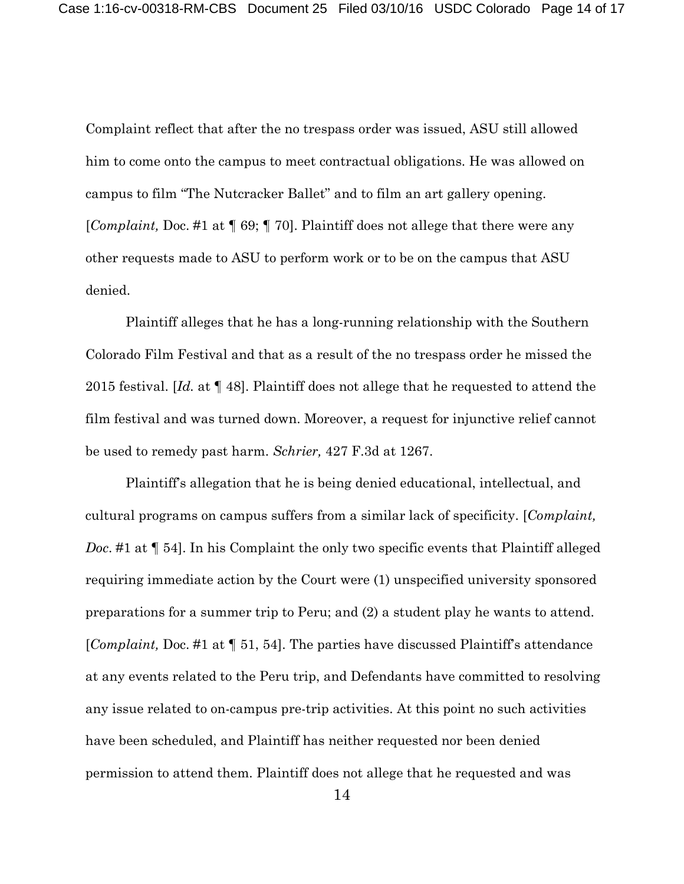Complaint reflect that after the no trespass order was issued, ASU still allowed him to come onto the campus to meet contractual obligations. He was allowed on campus to film "The Nutcracker Ballet" and to film an art gallery opening. [*Complaint,* Doc. #1 at ¶ 69; ¶ 70]. Plaintiff does not allege that there were any other requests made to ASU to perform work or to be on the campus that ASU denied.

Plaintiff alleges that he has a long-running relationship with the Southern Colorado Film Festival and that as a result of the no trespass order he missed the 2015 festival. [*Id.* at ¶ 48]. Plaintiff does not allege that he requested to attend the film festival and was turned down. Moreover, a request for injunctive relief cannot be used to remedy past harm. *Schrier,* 427 F.3d at 1267.

Plaintiff's allegation that he is being denied educational, intellectual, and cultural programs on campus suffers from a similar lack of specificity. [*Complaint, Doc.* #1 at ¶ 54]. In his Complaint the only two specific events that Plaintiff alleged requiring immediate action by the Court were (1) unspecified university sponsored preparations for a summer trip to Peru; and (2) a student play he wants to attend. [*Complaint,* Doc. #1 at ¶ 51, 54]. The parties have discussed Plaintiff's attendance at any events related to the Peru trip, and Defendants have committed to resolving any issue related to on-campus pre-trip activities. At this point no such activities have been scheduled, and Plaintiff has neither requested nor been denied permission to attend them. Plaintiff does not allege that he requested and was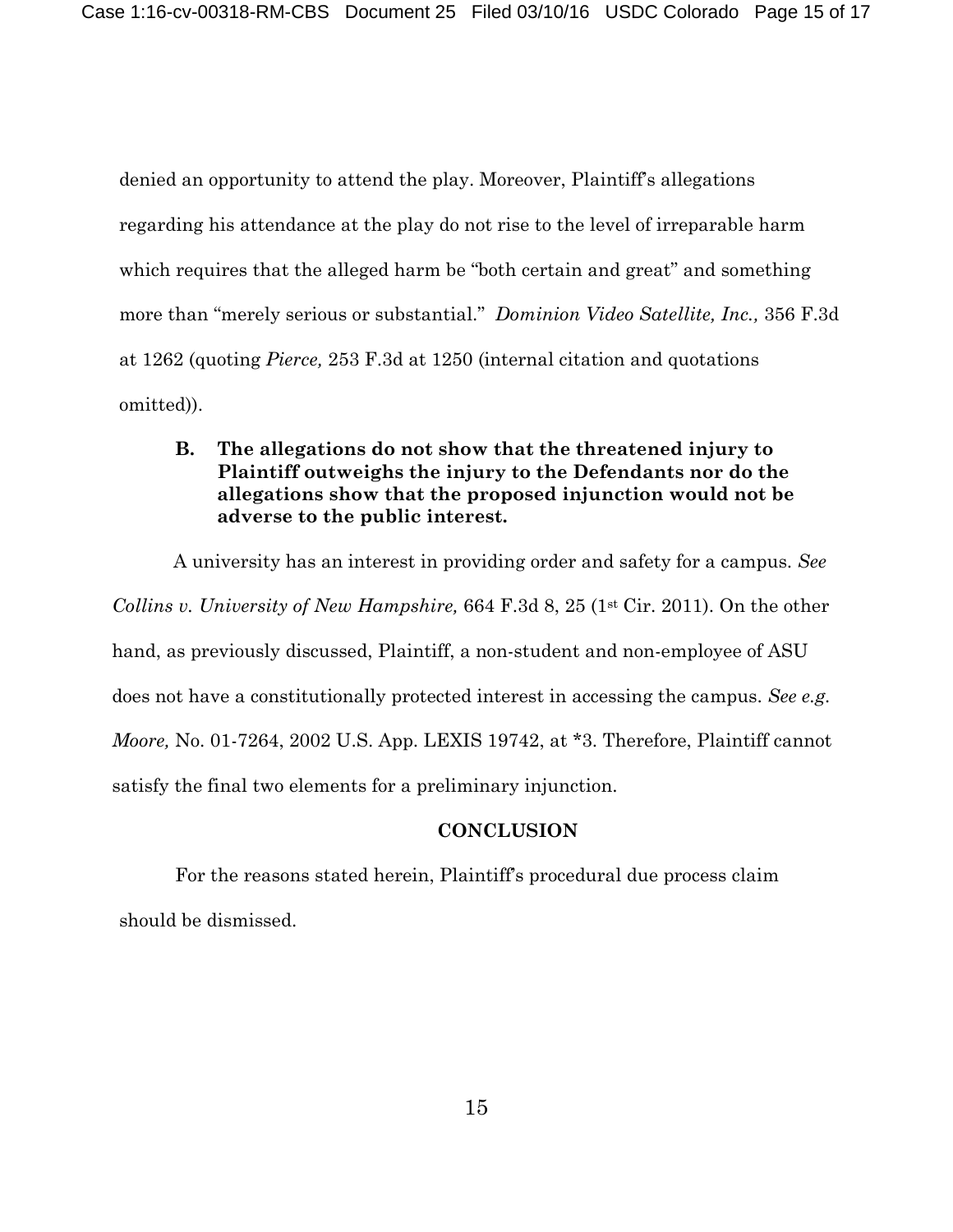denied an opportunity to attend the play. Moreover, Plaintiff's allegations regarding his attendance at the play do not rise to the level of irreparable harm which requires that the alleged harm be "both certain and great" and something more than "merely serious or substantial." *Dominion Video Satellite, Inc.,* 356 F.3d at 1262 (quoting *Pierce,* 253 F.3d at 1250 (internal citation and quotations omitted)).

**B. The allegations do not show that the threatened injury to Plaintiff outweighs the injury to the Defendants nor do the allegations show that the proposed injunction would not be adverse to the public interest.**

A university has an interest in providing order and safety for a campus. *See Collins v. University of New Hampshire,* 664 F.3d 8, 25 (1st Cir. 2011). On the other hand, as previously discussed, Plaintiff, a non-student and non-employee of ASU does not have a constitutionally protected interest in accessing the campus. *See e.g. Moore,* No. 01-7264, 2002 U.S. App. LEXIS 19742, at *3. Therefore, Plaintiff cannot satisfy the final two elements for a preliminary injunction.

**CONCLUSION**

For the reasons stated herein, Plaintiff's procedural due process claim should be dismissed.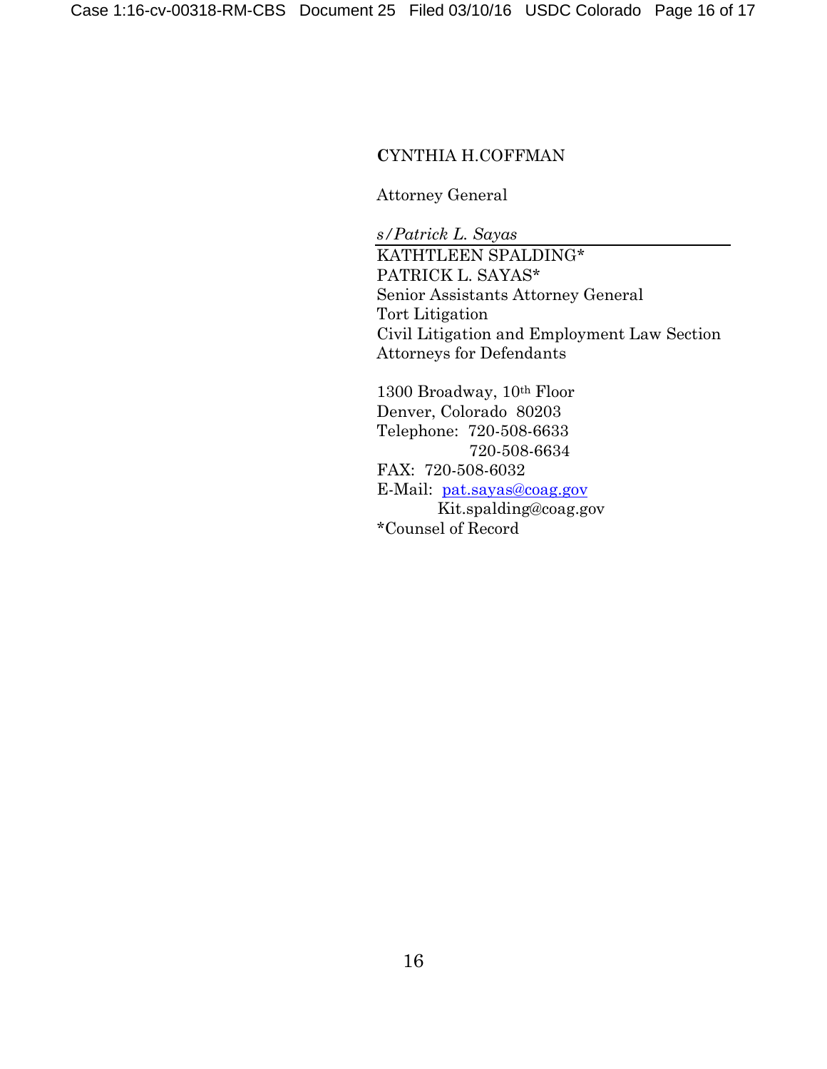CYNTHIA H.COFFMAN

Attorney General

*s/Patrick L. Sayas*
KATHTLEEN SPALDING*
PATRICK L. SAYAS*
Senior Assistants Attorney General
Tort Litigation
Civil Litigation and Employment Law Section
Attorneys for Defendants

1300 Broadway, 10th Floor
Denver, Colorado 80203
Telephone: 720-508-6633
720-508-6634
FAX: 720-508-6032
E-Mail: pat.sayas@coag.gov
Kit.spalding@coag.gov
*Counsel of Record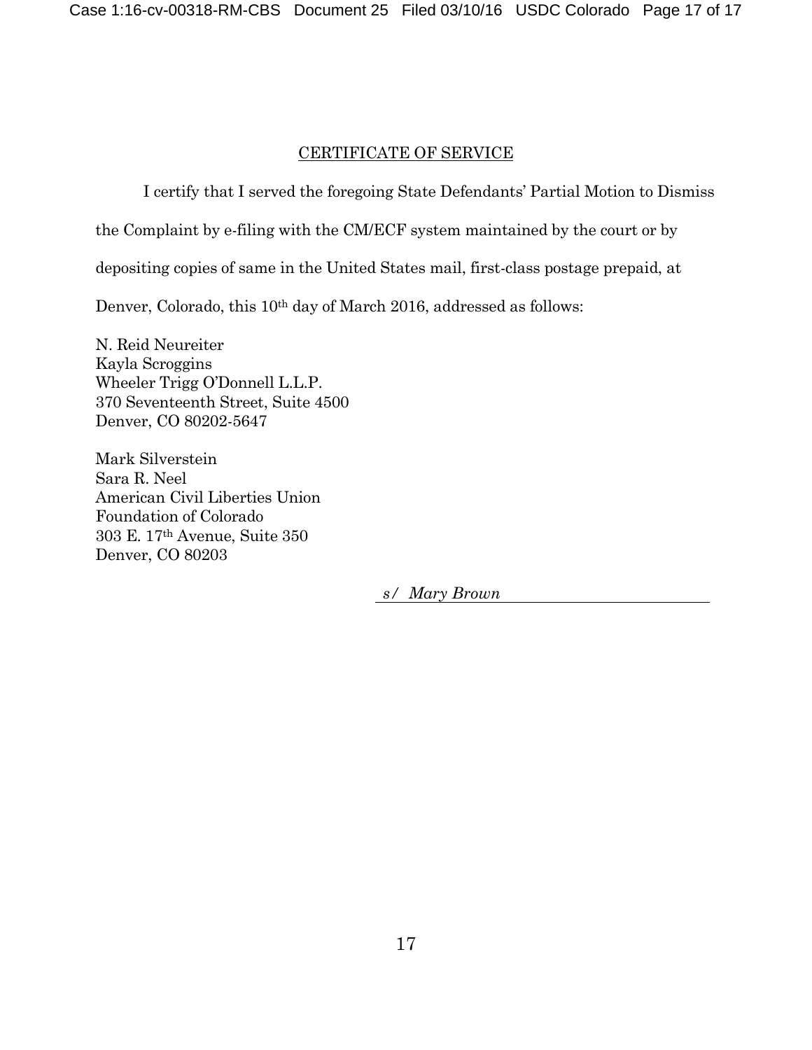## CERTIFICATE OF SERVICE

I certify that I served the foregoing State Defendants' Partial Motion to Dismiss the Complaint by e-filing with the CM/ECF system maintained by the court or by depositing copies of same in the United States mail, first-class postage prepaid, at Denver, Colorado, this 10th day of March 2016, addressed as follows:

N. Reid Neureiter
Kayla Scroggins
Wheeler Trigg O'Donnell L.L.P.
370 Seventeenth Street, Suite 4500
Denver, CO 80202-5647

Mark Silverstein
Sara R. Neel
American Civil Liberties Union
Foundation of Colorado
303 E. 17th Avenue, Suite 350
Denver, CO 80203

*s/ Mary Brown*